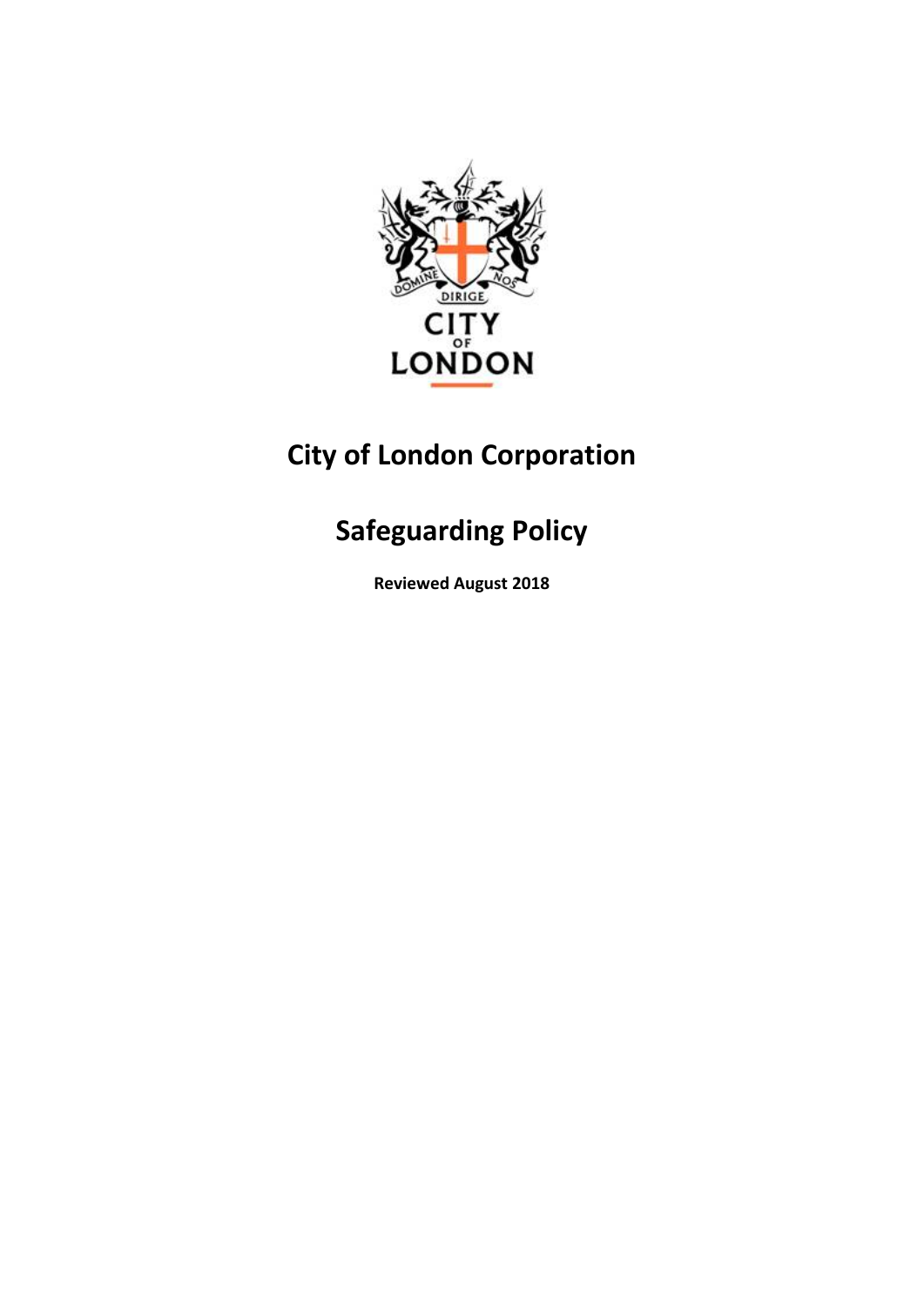# City of London Corporation

# Safeguarding Policy

**Reviewed August 2018**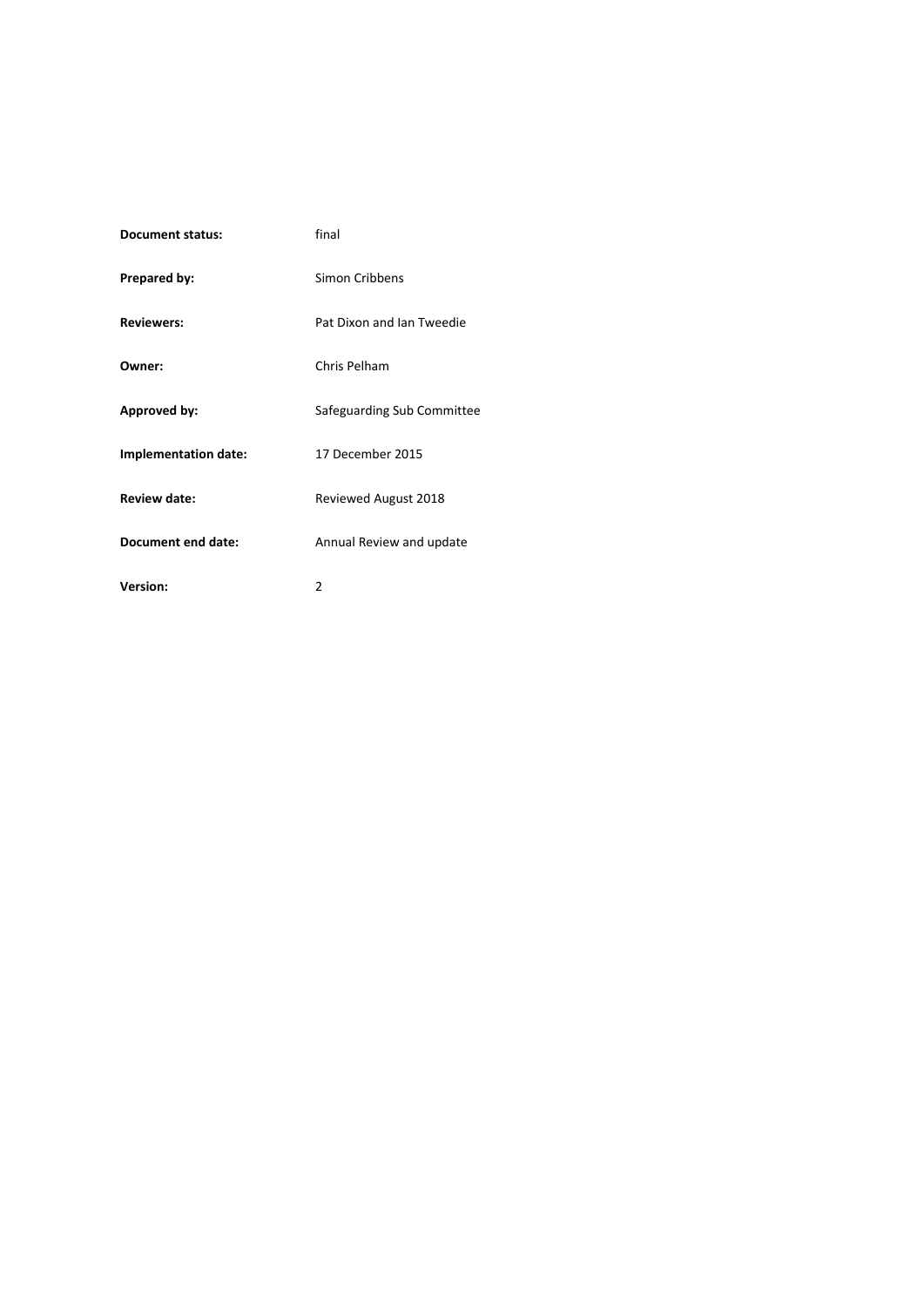| | |
|---|---|
| **Document status:** | final |
| **Prepared by:** | Simon Cribbens |
| **Reviewers:** | Pat Dixon and Ian Tweedie |
| **Owner:** | Chris Pelham |
| **Approved by:** | Safeguarding Sub Committee |
| **Implementation date:** | 17 December 2015 |
| **Review date:** | Reviewed August 2018 |
| **Document end date:** | Annual Review and update |
| **Version:** | 2 |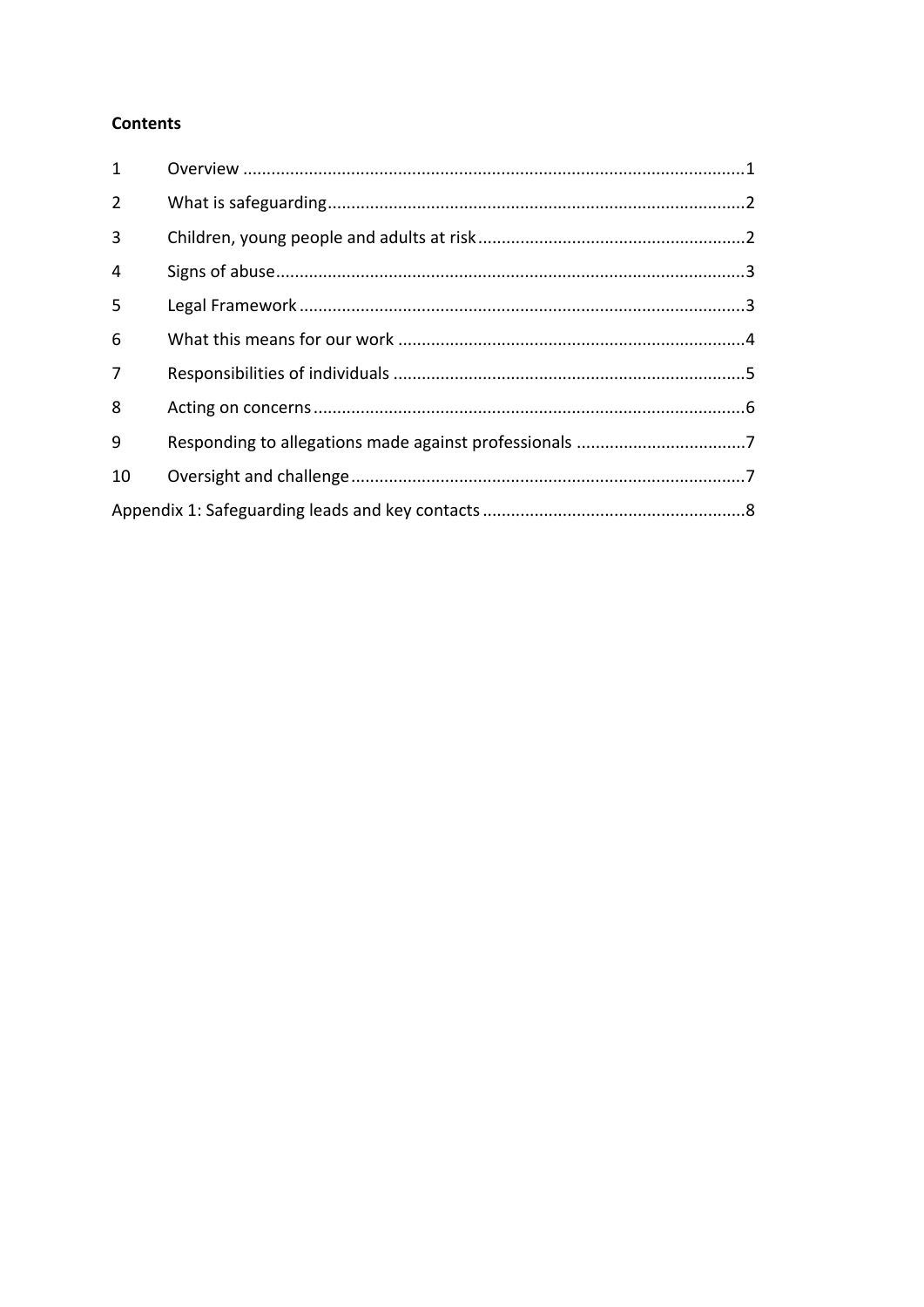**Contents**

| | | |
|---|---|---|
| 1 | Overview | 1 |
| 2 | What is safeguarding | 2 |
| 3 | Children, young people and adults at risk | 2 |
| 4 | Signs of abuse | 3 |
| 5 | Legal Framework | 3 |
| 6 | What this means for our work | 4 |
| 7 | Responsibilities of individuals | 5 |
| 8 | Acting on concerns | 6 |
| 9 | Responding to allegations made against professionals | 7 |
| 10 | Oversight and challenge | 7 |
| Appendix 1: Safeguarding leads and key contacts | | 8 |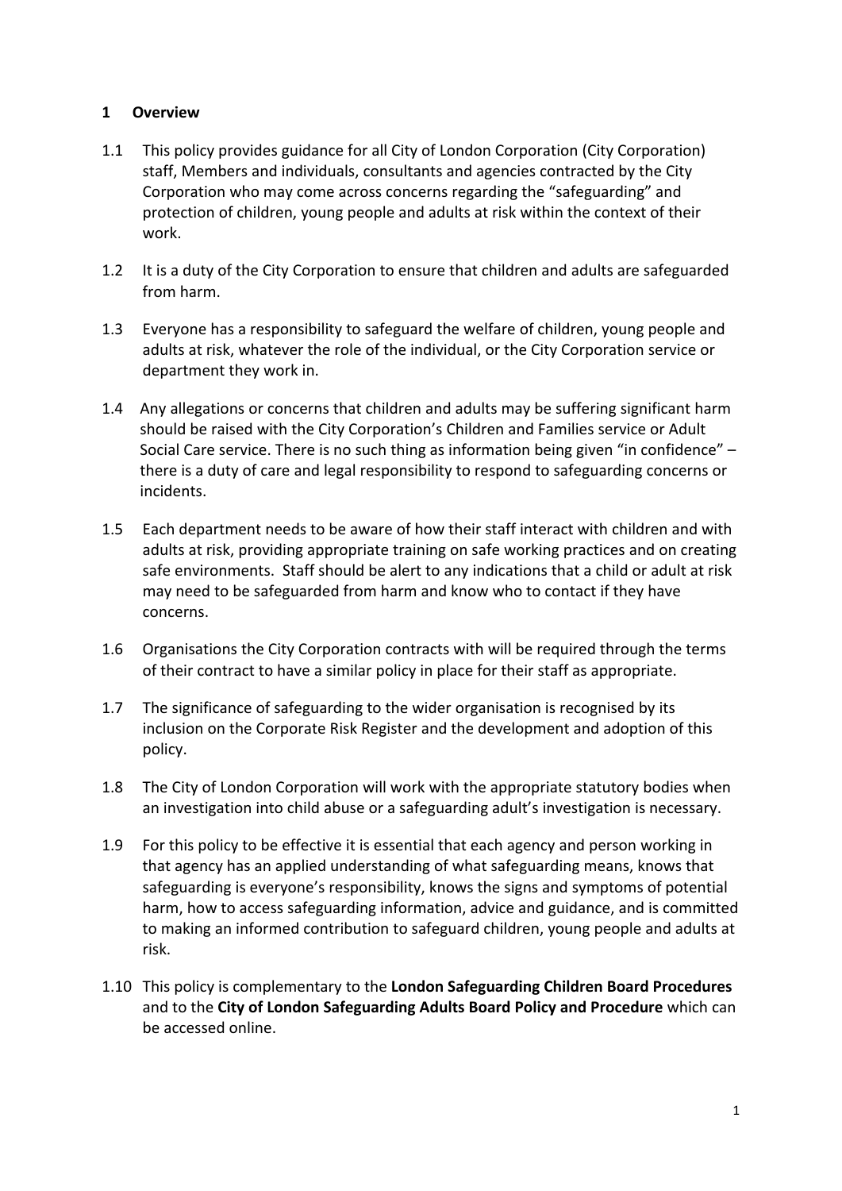## 1 Overview

1.1 This policy provides guidance for all City of London Corporation (City Corporation) staff, Members and individuals, consultants and agencies contracted by the City Corporation who may come across concerns regarding the "safeguarding" and protection of children, young people and adults at risk within the context of their work.

1.2 It is a duty of the City Corporation to ensure that children and adults are safeguarded from harm.

1.3 Everyone has a responsibility to safeguard the welfare of children, young people and adults at risk, whatever the role of the individual, or the City Corporation service or department they work in.

1.4 Any allegations or concerns that children and adults may be suffering significant harm should be raised with the City Corporation's Children and Families service or Adult Social Care service. There is no such thing as information being given "in confidence" – there is a duty of care and legal responsibility to respond to safeguarding concerns or incidents.

1.5 Each department needs to be aware of how their staff interact with children and with adults at risk, providing appropriate training on safe working practices and on creating safe environments. Staff should be alert to any indications that a child or adult at risk may need to be safeguarded from harm and know who to contact if they have concerns.

1.6 Organisations the City Corporation contracts with will be required through the terms of their contract to have a similar policy in place for their staff as appropriate.

1.7 The significance of safeguarding to the wider organisation is recognised by its inclusion on the Corporate Risk Register and the development and adoption of this policy.

1.8 The City of London Corporation will work with the appropriate statutory bodies when an investigation into child abuse or a safeguarding adult's investigation is necessary.

1.9 For this policy to be effective it is essential that each agency and person working in that agency has an applied understanding of what safeguarding means, knows that safeguarding is everyone's responsibility, knows the signs and symptoms of potential harm, how to access safeguarding information, advice and guidance, and is committed to making an informed contribution to safeguard children, young people and adults at risk.

1.10 This policy is complementary to the **London Safeguarding Children Board Procedures** and to the **City of London Safeguarding Adults Board Policy and Procedure** which can be accessed online.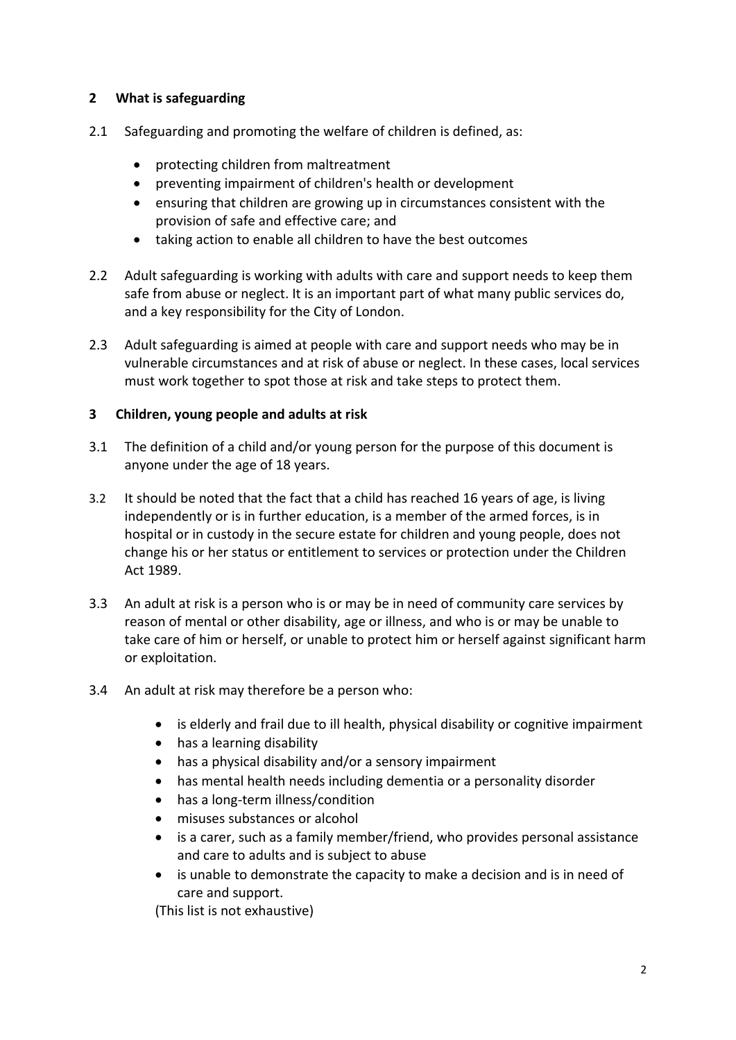## 2 What is safeguarding

2.1 Safeguarding and promoting the welfare of children is defined, as:

- protecting children from maltreatment
- preventing impairment of children's health or development
- ensuring that children are growing up in circumstances consistent with the provision of safe and effective care; and
- taking action to enable all children to have the best outcomes

2.2 Adult safeguarding is working with adults with care and support needs to keep them safe from abuse or neglect. It is an important part of what many public services do, and a key responsibility for the City of London.

2.3 Adult safeguarding is aimed at people with care and support needs who may be in vulnerable circumstances and at risk of abuse or neglect. In these cases, local services must work together to spot those at risk and take steps to protect them.

## 3 Children, young people and adults at risk

3.1 The definition of a child and/or young person for the purpose of this document is anyone under the age of 18 years.

3.2 It should be noted that the fact that a child has reached 16 years of age, is living independently or is in further education, is a member of the armed forces, is in hospital or in custody in the secure estate for children and young people, does not change his or her status or entitlement to services or protection under the Children Act 1989.

3.3 An adult at risk is a person who is or may be in need of community care services by reason of mental or other disability, age or illness, and who is or may be unable to take care of him or herself, or unable to protect him or herself against significant harm or exploitation.

3.4 An adult at risk may therefore be a person who:

- is elderly and frail due to ill health, physical disability or cognitive impairment
- has a learning disability
- has a physical disability and/or a sensory impairment
- has mental health needs including dementia or a personality disorder
- has a long-term illness/condition
- misuses substances or alcohol
- is a carer, such as a family member/friend, who provides personal assistance and care to adults and is subject to abuse
- is unable to demonstrate the capacity to make a decision and is in need of care and support.

(This list is not exhaustive)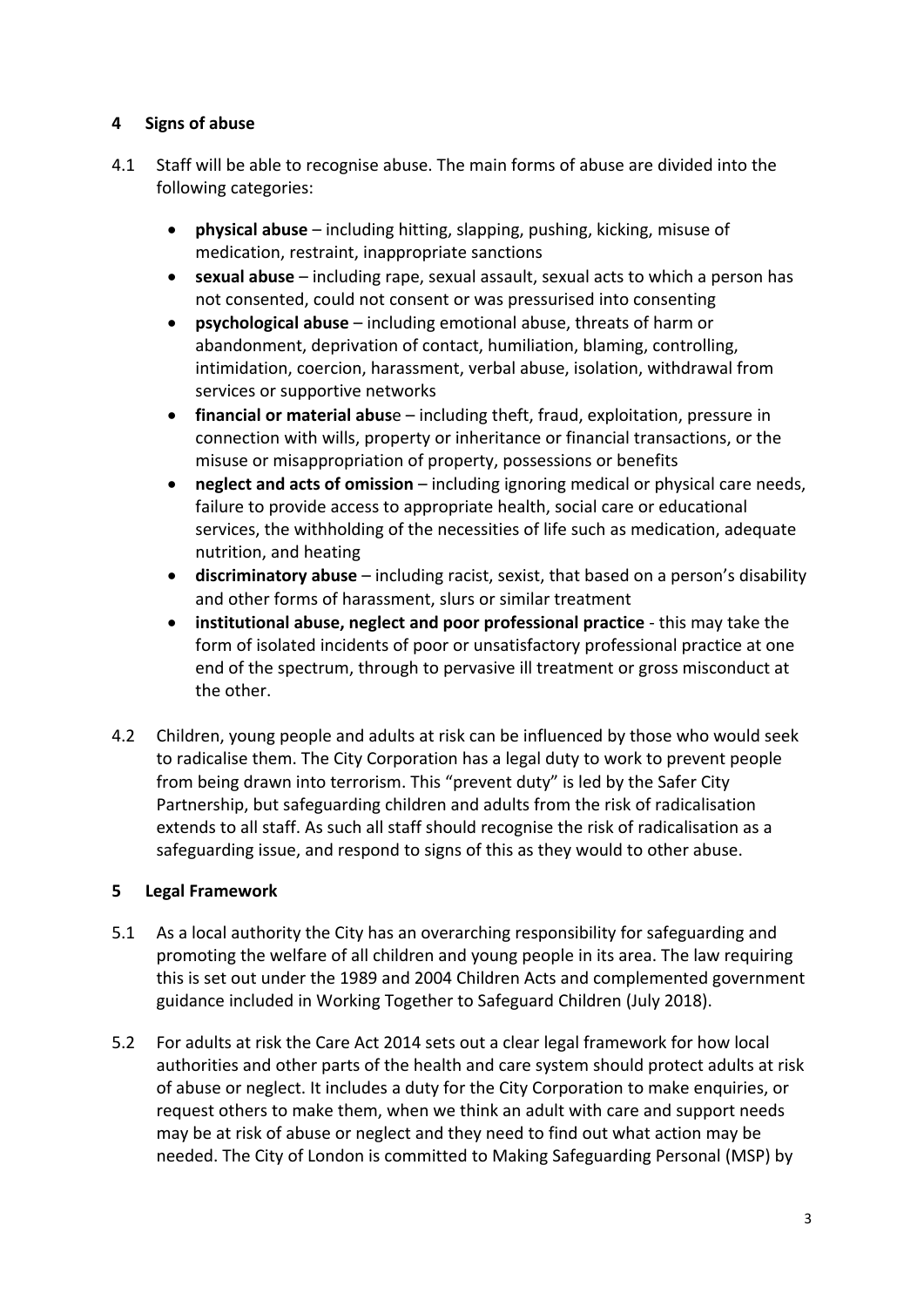## 4 Signs of abuse

4.1 Staff will be able to recognise abuse. The main forms of abuse are divided into the following categories:

- **physical abuse** – including hitting, slapping, pushing, kicking, misuse of medication, restraint, inappropriate sanctions
- **sexual abuse** – including rape, sexual assault, sexual acts to which a person has not consented, could not consent or was pressurised into consenting
- **psychological abuse** – including emotional abuse, threats of harm or abandonment, deprivation of contact, humiliation, blaming, controlling, intimidation, coercion, harassment, verbal abuse, isolation, withdrawal from services or supportive networks
- **financial or material abus**e – including theft, fraud, exploitation, pressure in connection with wills, property or inheritance or financial transactions, or the misuse or misappropriation of property, possessions or benefits
- **neglect and acts of omission** – including ignoring medical or physical care needs, failure to provide access to appropriate health, social care or educational services, the withholding of the necessities of life such as medication, adequate nutrition, and heating
- **discriminatory abuse** – including racist, sexist, that based on a person's disability and other forms of harassment, slurs or similar treatment
- **institutional abuse, neglect and poor professional practice** - this may take the form of isolated incidents of poor or unsatisfactory professional practice at one end of the spectrum, through to pervasive ill treatment or gross misconduct at the other.

4.2 Children, young people and adults at risk can be influenced by those who would seek to radicalise them. The City Corporation has a legal duty to work to prevent people from being drawn into terrorism. This "prevent duty" is led by the Safer City Partnership, but safeguarding children and adults from the risk of radicalisation extends to all staff. As such all staff should recognise the risk of radicalisation as a safeguarding issue, and respond to signs of this as they would to other abuse.

## 5 Legal Framework

5.1 As a local authority the City has an overarching responsibility for safeguarding and promoting the welfare of all children and young people in its area. The law requiring this is set out under the 1989 and 2004 Children Acts and complemented government guidance included in Working Together to Safeguard Children (July 2018).

5.2 For adults at risk the Care Act 2014 sets out a clear legal framework for how local authorities and other parts of the health and care system should protect adults at risk of abuse or neglect. It includes a duty for the City Corporation to make enquiries, or request others to make them, when we think an adult with care and support needs may be at risk of abuse or neglect and they need to find out what action may be needed. The City of London is committed to Making Safeguarding Personal (MSP) by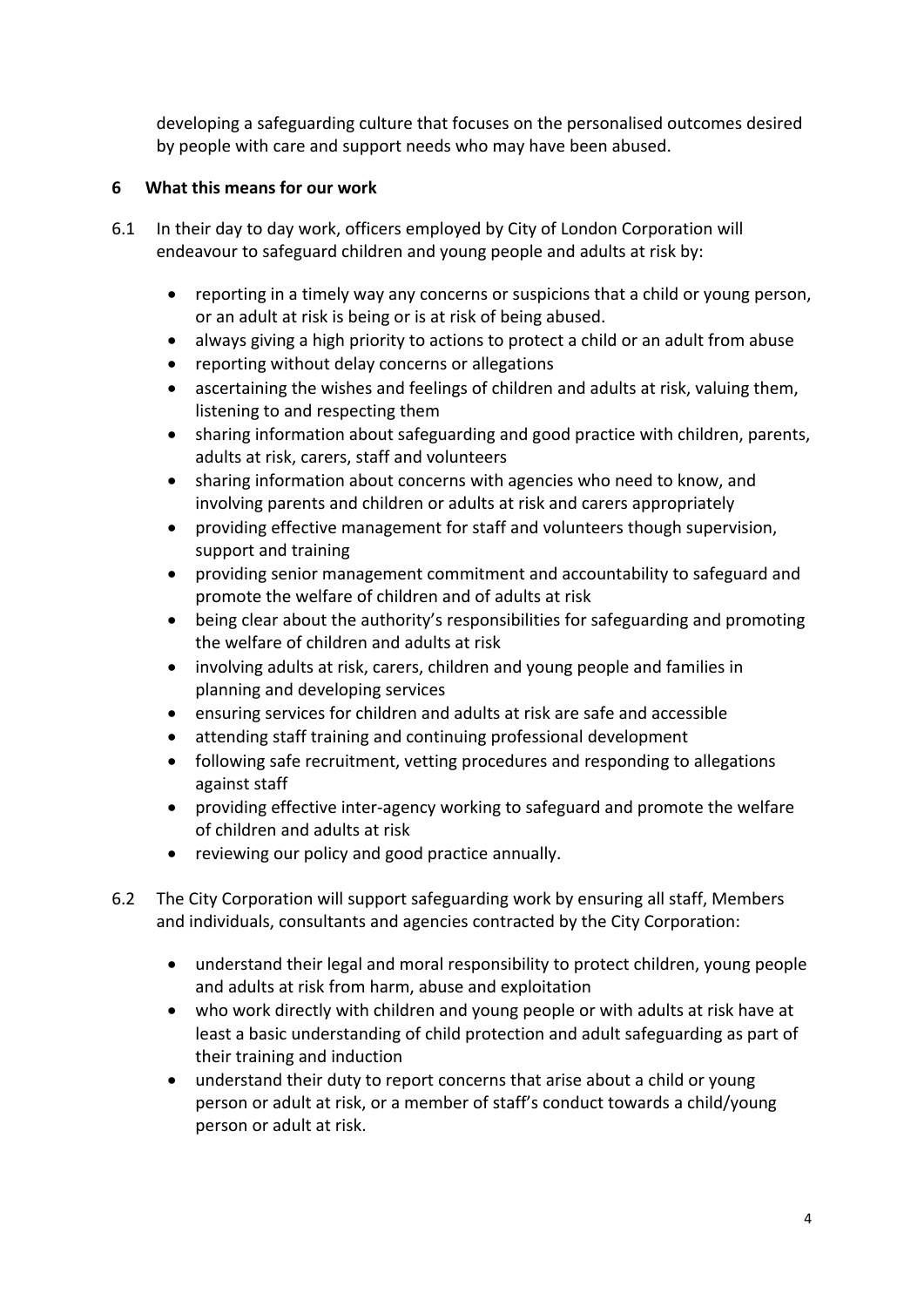developing a safeguarding culture that focuses on the personalised outcomes desired by people with care and support needs who may have been abused.

## 6 What this means for our work

6.1 In their day to day work, officers employed by City of London Corporation will endeavour to safeguard children and young people and adults at risk by:

- reporting in a timely way any concerns or suspicions that a child or young person, or an adult at risk is being or is at risk of being abused.
- always giving a high priority to actions to protect a child or an adult from abuse
- reporting without delay concerns or allegations
- ascertaining the wishes and feelings of children and adults at risk, valuing them, listening to and respecting them
- sharing information about safeguarding and good practice with children, parents, adults at risk, carers, staff and volunteers
- sharing information about concerns with agencies who need to know, and involving parents and children or adults at risk and carers appropriately
- providing effective management for staff and volunteers though supervision, support and training
- providing senior management commitment and accountability to safeguard and promote the welfare of children and of adults at risk
- being clear about the authority's responsibilities for safeguarding and promoting the welfare of children and adults at risk
- involving adults at risk, carers, children and young people and families in planning and developing services
- ensuring services for children and adults at risk are safe and accessible
- attending staff training and continuing professional development
- following safe recruitment, vetting procedures and responding to allegations against staff
- providing effective inter-agency working to safeguard and promote the welfare of children and adults at risk
- reviewing our policy and good practice annually.

6.2 The City Corporation will support safeguarding work by ensuring all staff, Members and individuals, consultants and agencies contracted by the City Corporation:

- understand their legal and moral responsibility to protect children, young people and adults at risk from harm, abuse and exploitation
- who work directly with children and young people or with adults at risk have at least a basic understanding of child protection and adult safeguarding as part of their training and induction
- understand their duty to report concerns that arise about a child or young person or adult at risk, or a member of staff's conduct towards a child/young person or adult at risk.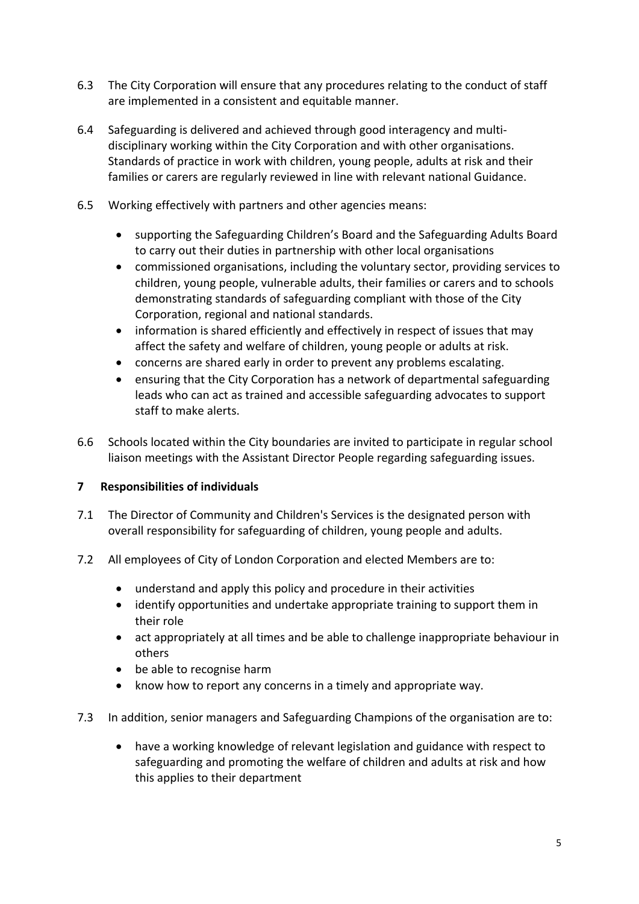6.3 The City Corporation will ensure that any procedures relating to the conduct of staff are implemented in a consistent and equitable manner.

6.4 Safeguarding is delivered and achieved through good interagency and multi-disciplinary working within the City Corporation and with other organisations. Standards of practice in work with children, young people, adults at risk and their families or carers are regularly reviewed in line with relevant national Guidance.

6.5 Working effectively with partners and other agencies means:

- supporting the Safeguarding Children's Board and the Safeguarding Adults Board to carry out their duties in partnership with other local organisations
- commissioned organisations, including the voluntary sector, providing services to children, young people, vulnerable adults, their families or carers and to schools demonstrating standards of safeguarding compliant with those of the City Corporation, regional and national standards.
- information is shared efficiently and effectively in respect of issues that may affect the safety and welfare of children, young people or adults at risk.
- concerns are shared early in order to prevent any problems escalating.
- ensuring that the City Corporation has a network of departmental safeguarding leads who can act as trained and accessible safeguarding advocates to support staff to make alerts.

6.6 Schools located within the City boundaries are invited to participate in regular school liaison meetings with the Assistant Director People regarding safeguarding issues.

## 7 Responsibilities of individuals

7.1 The Director of Community and Children's Services is the designated person with overall responsibility for safeguarding of children, young people and adults.

7.2 All employees of City of London Corporation and elected Members are to:

- understand and apply this policy and procedure in their activities
- identify opportunities and undertake appropriate training to support them in their role
- act appropriately at all times and be able to challenge inappropriate behaviour in others
- be able to recognise harm
- know how to report any concerns in a timely and appropriate way.

7.3 In addition, senior managers and Safeguarding Champions of the organisation are to:

- have a working knowledge of relevant legislation and guidance with respect to safeguarding and promoting the welfare of children and adults at risk and how this applies to their department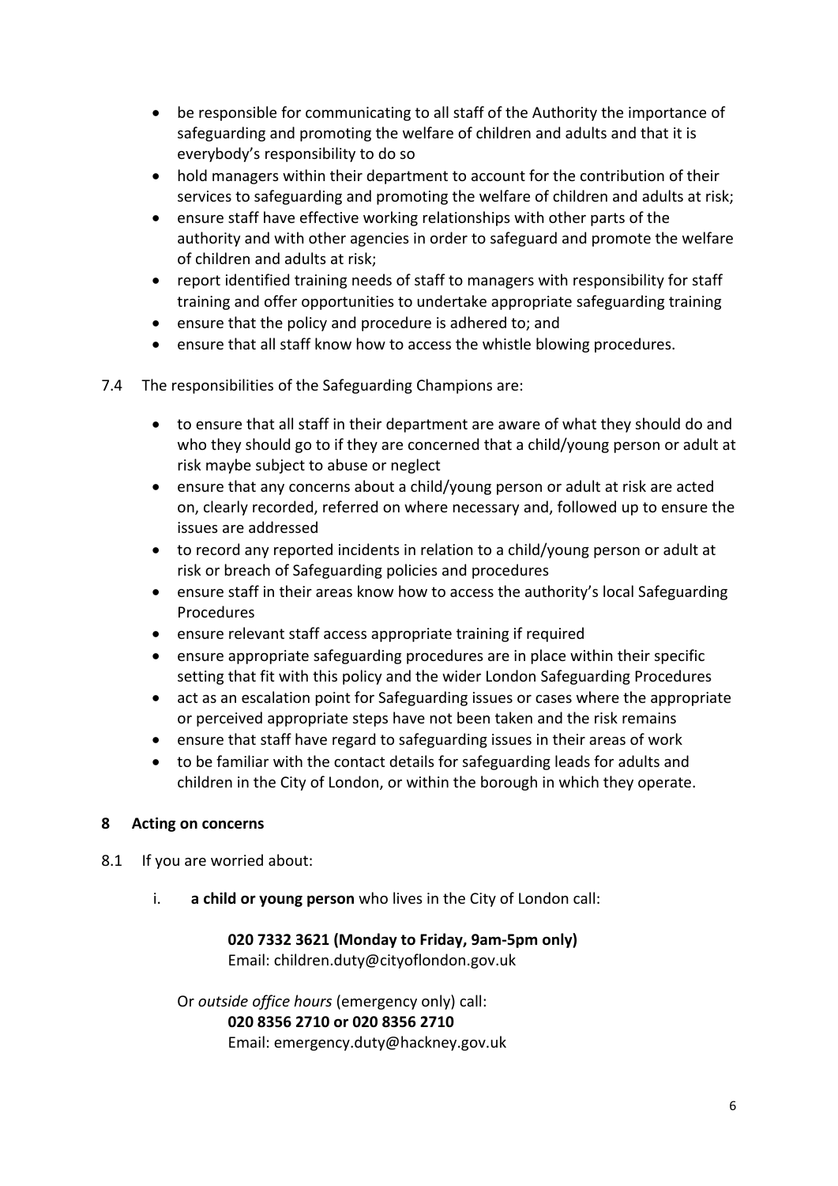- be responsible for communicating to all staff of the Authority the importance of safeguarding and promoting the welfare of children and adults and that it is everybody's responsibility to do so
- hold managers within their department to account for the contribution of their services to safeguarding and promoting the welfare of children and adults at risk;
- ensure staff have effective working relationships with other parts of the authority and with other agencies in order to safeguard and promote the welfare of children and adults at risk;
- report identified training needs of staff to managers with responsibility for staff training and offer opportunities to undertake appropriate safeguarding training
- ensure that the policy and procedure is adhered to; and
- ensure that all staff know how to access the whistle blowing procedures.

7.4 The responsibilities of the Safeguarding Champions are:

- to ensure that all staff in their department are aware of what they should do and who they should go to if they are concerned that a child/young person or adult at risk maybe subject to abuse or neglect
- ensure that any concerns about a child/young person or adult at risk are acted on, clearly recorded, referred on where necessary and, followed up to ensure the issues are addressed
- to record any reported incidents in relation to a child/young person or adult at risk or breach of Safeguarding policies and procedures
- ensure staff in their areas know how to access the authority's local Safeguarding Procedures
- ensure relevant staff access appropriate training if required
- ensure appropriate safeguarding procedures are in place within their specific setting that fit with this policy and the wider London Safeguarding Procedures
- act as an escalation point for Safeguarding issues or cases where the appropriate or perceived appropriate steps have not been taken and the risk remains
- ensure that staff have regard to safeguarding issues in their areas of work
- to be familiar with the contact details for safeguarding leads for adults and children in the City of London, or within the borough in which they operate.

## 8 Acting on concerns

8.1 If you are worried about:

i. **a child or young person** who lives in the City of London call:

**020 7332 3621 (Monday to Friday, 9am-5pm only)**
Email: children.duty@cityoflondon.gov.uk

Or *outside office hours* (emergency only) call:
**020 8356 2710 or 020 8356 2710**
Email: emergency.duty@hackney.gov.uk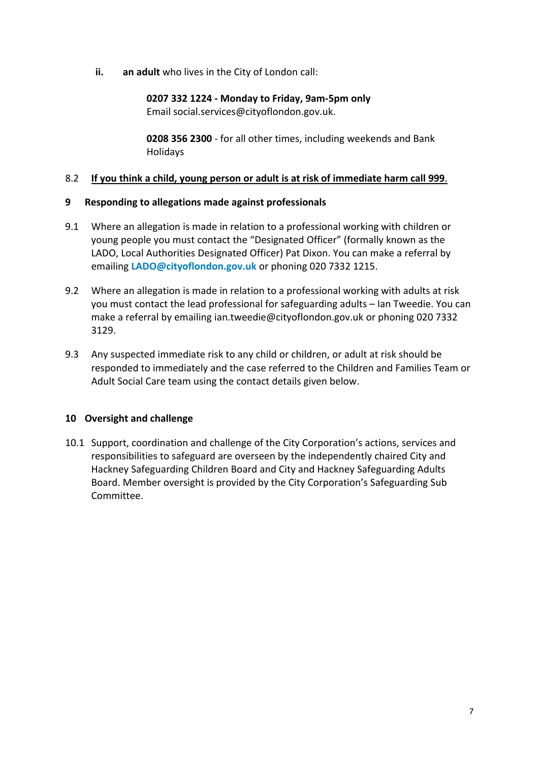ii. **an adult** who lives in the City of London call:

> **0207 332 1224 - Monday to Friday, 9am-5pm only**
> Email social.services@cityoflondon.gov.uk.
>
> **0208 356 2300** - for all other times, including weekends and Bank Holidays

8.2 **<u>If you think a child, young person or adult is at risk of immediate harm call 999</u>**.

## 9 Responding to allegations made against professionals

9.1 Where an allegation is made in relation to a professional working with children or young people you must contact the "Designated Officer" (formally known as the LADO, Local Authorities Designated Officer) Pat Dixon. You can make a referral by emailing **LADO@cityoflondon.gov.uk** or phoning 020 7332 1215.

9.2 Where an allegation is made in relation to a professional working with adults at risk you must contact the lead professional for safeguarding adults – Ian Tweedie. You can make a referral by emailing ian.tweedie@cityoflondon.gov.uk or phoning 020 7332 3129.

9.3 Any suspected immediate risk to any child or children, or adult at risk should be responded to immediately and the case referred to the Children and Families Team or Adult Social Care team using the contact details given below.

## 10 Oversight and challenge

10.1 Support, coordination and challenge of the City Corporation's actions, services and responsibilities to safeguard are overseen by the independently chaired City and Hackney Safeguarding Children Board and City and Hackney Safeguarding Adults Board. Member oversight is provided by the City Corporation's Safeguarding Sub Committee.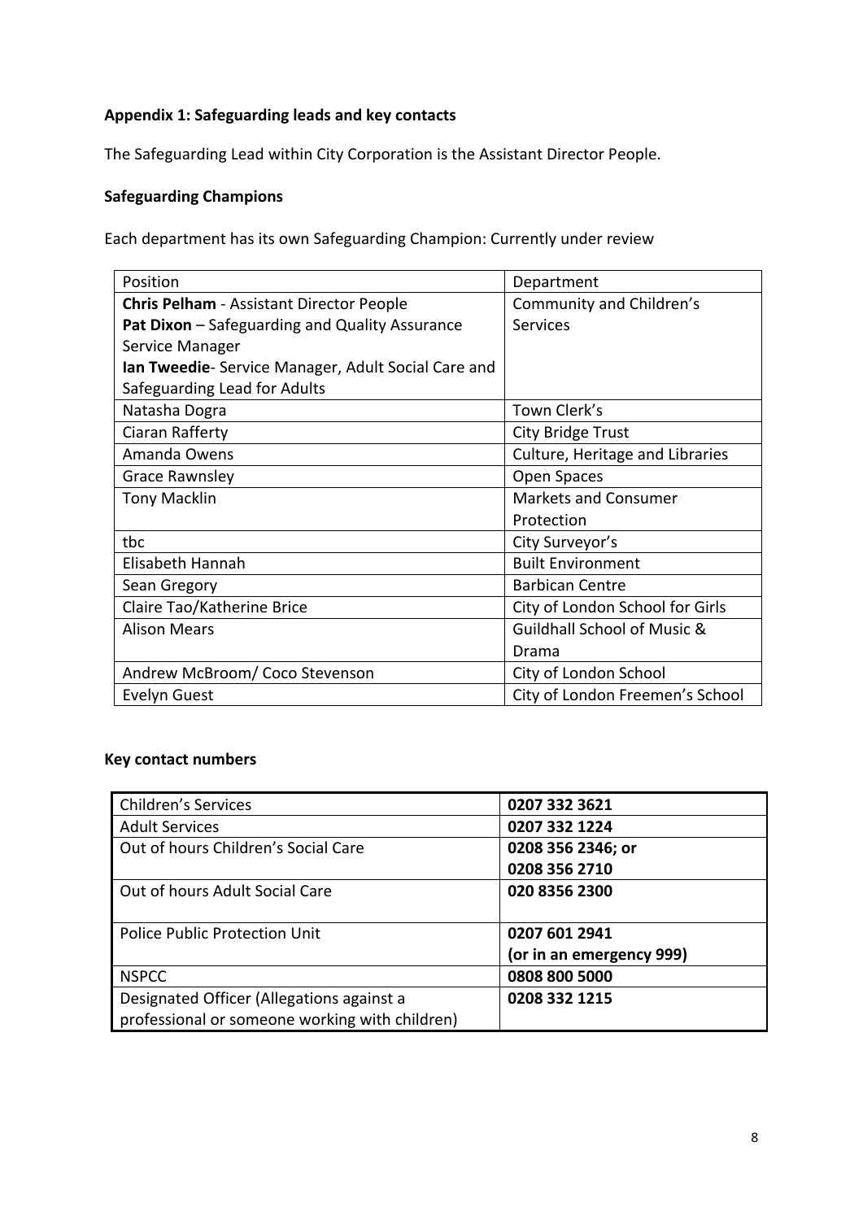**Appendix 1: Safeguarding leads and key contacts**

The Safeguarding Lead within City Corporation is the Assistant Director People.

**Safeguarding Champions**

Each department has its own Safeguarding Champion: Currently under review

| Position | Department |
|---|---|
| **Chris Pelham** - Assistant Director People<br>**Pat Dixon** – Safeguarding and Quality Assurance Service Manager<br>**Ian Tweedie**- Service Manager, Adult Social Care and Safeguarding Lead for Adults | Community and Children's Services |
| Natasha Dogra | Town Clerk's |
| Ciaran Rafferty | City Bridge Trust |
| Amanda Owens | Culture, Heritage and Libraries |
| Grace Rawnsley | Open Spaces |
| Tony Macklin | Markets and Consumer Protection |
| tbc | City Surveyor's |
| Elisabeth Hannah | Built Environment |
| Sean Gregory | Barbican Centre |
| Claire Tao/Katherine Brice | City of London School for Girls |
| Alison Mears | Guildhall School of Music & Drama |
| Andrew McBroom/ Coco Stevenson | City of London School |
| Evelyn Guest | City of London Freemen's School |

**Key contact numbers**

| | |
|---|---|
| Children's Services | **0207 332 3621** |
| Adult Services | **0207 332 1224** |
| Out of hours Children's Social Care | **0208 356 2346; or**<br>**0208 356 2710** |
| Out of hours Adult Social Care | **020 8356 2300** |
| Police Public Protection Unit | **0207 601 2941**<br>**(or in an emergency 999)** |
| NSPCC | **0808 800 5000** |
| Designated Officer (Allegations against a professional or someone working with children) | **0208 332 1215** |